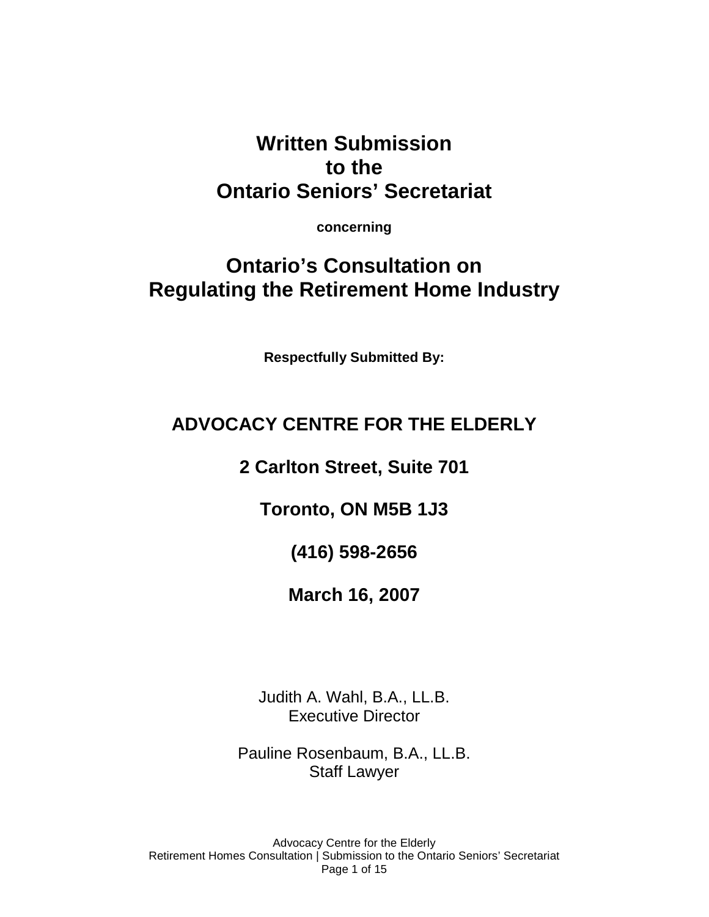# Written Submission to the Ontario Seniors' Secretariat

**concerning**

# Ontario's Consultation on Regulating the Retirement Home Industry

**Respectfully Submitted By:**

## ADVOCACY CENTRE FOR THE ELDERLY

**2 Carlton Street, Suite 701**

**Toronto, ON M5B 1J3**

**(416) 598-2656**

**March 16, 2007**

Judith A. Wahl, B.A., LL.B.
Executive Director

Pauline Rosenbaum, B.A., LL.B.
Staff Lawyer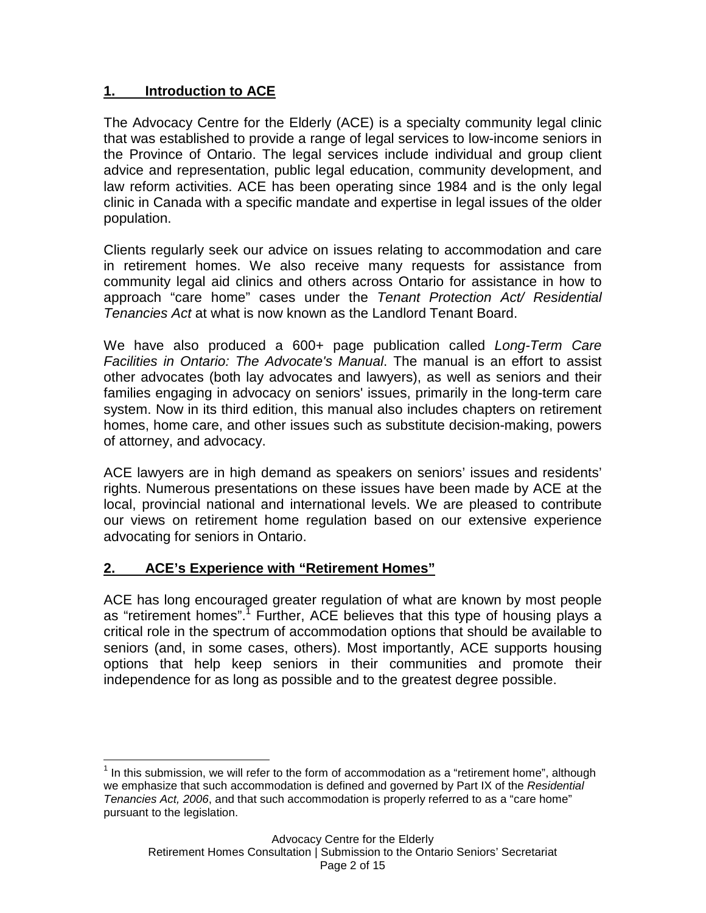## 1. Introduction to ACE

The Advocacy Centre for the Elderly (ACE) is a specialty community legal clinic that was established to provide a range of legal services to low-income seniors in the Province of Ontario. The legal services include individual and group client advice and representation, public legal education, community development, and law reform activities. ACE has been operating since 1984 and is the only legal clinic in Canada with a specific mandate and expertise in legal issues of the older population.

Clients regularly seek our advice on issues relating to accommodation and care in retirement homes. We also receive many requests for assistance from community legal aid clinics and others across Ontario for assistance in how to approach "care home" cases under the *Tenant Protection Act/ Residential Tenancies Act* at what is now known as the Landlord Tenant Board.

We have also produced a 600+ page publication called *Long-Term Care Facilities in Ontario: The Advocate's Manual*. The manual is an effort to assist other advocates (both lay advocates and lawyers), as well as seniors and their families engaging in advocacy on seniors' issues, primarily in the long-term care system. Now in its third edition, this manual also includes chapters on retirement homes, home care, and other issues such as substitute decision-making, powers of attorney, and advocacy.

ACE lawyers are in high demand as speakers on seniors' issues and residents' rights. Numerous presentations on these issues have been made by ACE at the local, provincial national and international levels. We are pleased to contribute our views on retirement home regulation based on our extensive experience advocating for seniors in Ontario.

## 2. ACE's Experience with "Retirement Homes"

ACE has long encouraged greater regulation of what are known by most people as "retirement homes".[1] Further, ACE believes that this type of housing plays a critical role in the spectrum of accommodation options that should be available to seniors (and, in some cases, others). Most importantly, ACE supports housing options that help keep seniors in their communities and promote their independence for as long as possible and to the greatest degree possible.

---

[1] In this submission, we will refer to the form of accommodation as a "retirement home", although we emphasize that such accommodation is defined and governed by Part IX of the *Residential Tenancies Act, 2006*, and that such accommodation is properly referred to as a "care home" pursuant to the legislation.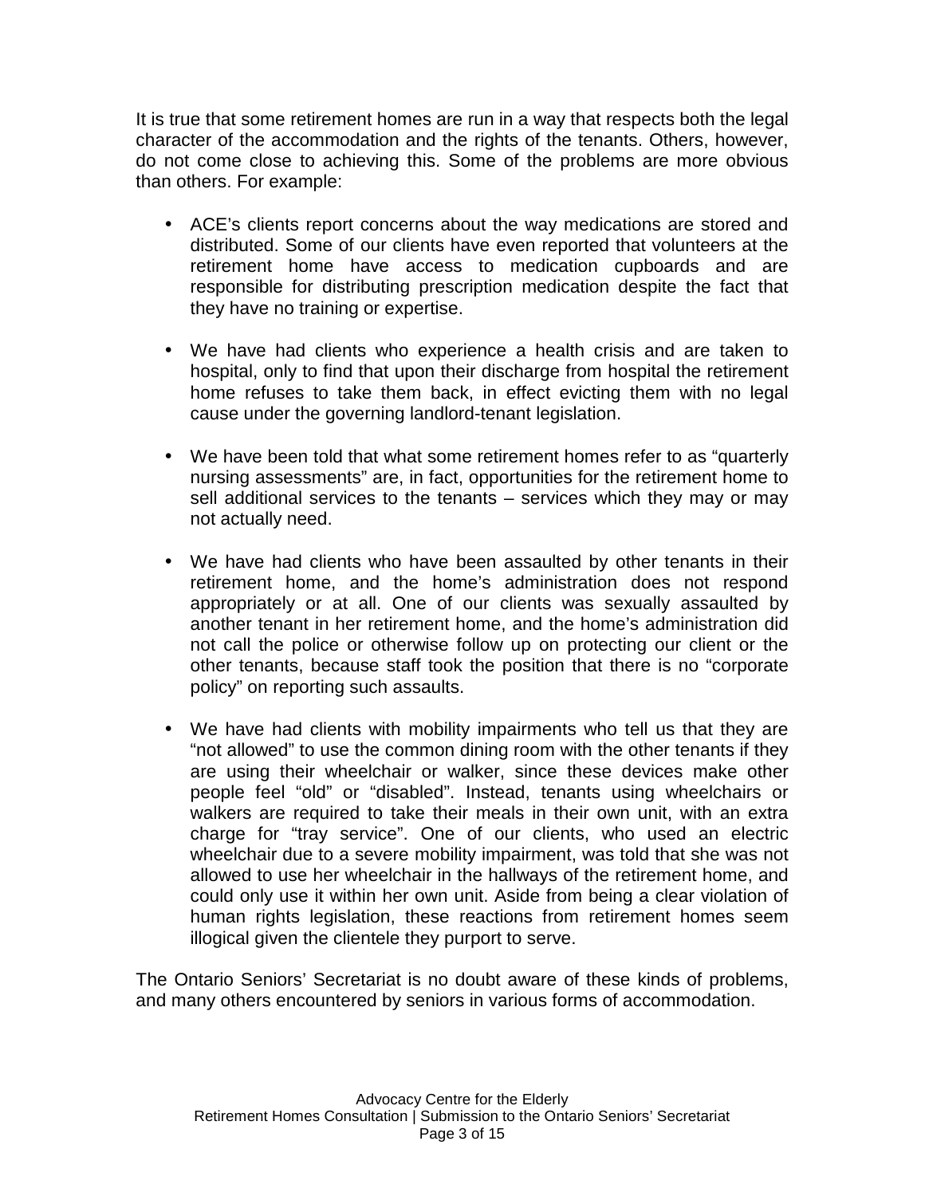It is true that some retirement homes are run in a way that respects both the legal character of the accommodation and the rights of the tenants. Others, however, do not come close to achieving this. Some of the problems are more obvious than others. For example:

- ACE's clients report concerns about the way medications are stored and distributed. Some of our clients have even reported that volunteers at the retirement home have access to medication cupboards and are responsible for distributing prescription medication despite the fact that they have no training or expertise.

- We have had clients who experience a health crisis and are taken to hospital, only to find that upon their discharge from hospital the retirement home refuses to take them back, in effect evicting them with no legal cause under the governing landlord-tenant legislation.

- We have been told that what some retirement homes refer to as "quarterly nursing assessments" are, in fact, opportunities for the retirement home to sell additional services to the tenants – services which they may or may not actually need.

- We have had clients who have been assaulted by other tenants in their retirement home, and the home's administration does not respond appropriately or at all. One of our clients was sexually assaulted by another tenant in her retirement home, and the home's administration did not call the police or otherwise follow up on protecting our client or the other tenants, because staff took the position that there is no "corporate policy" on reporting such assaults.

- We have had clients with mobility impairments who tell us that they are "not allowed" to use the common dining room with the other tenants if they are using their wheelchair or walker, since these devices make other people feel "old" or "disabled". Instead, tenants using wheelchairs or walkers are required to take their meals in their own unit, with an extra charge for "tray service". One of our clients, who used an electric wheelchair due to a severe mobility impairment, was told that she was not allowed to use her wheelchair in the hallways of the retirement home, and could only use it within her own unit. Aside from being a clear violation of human rights legislation, these reactions from retirement homes seem illogical given the clientele they purport to serve.

The Ontario Seniors' Secretariat is no doubt aware of these kinds of problems, and many others encountered by seniors in various forms of accommodation.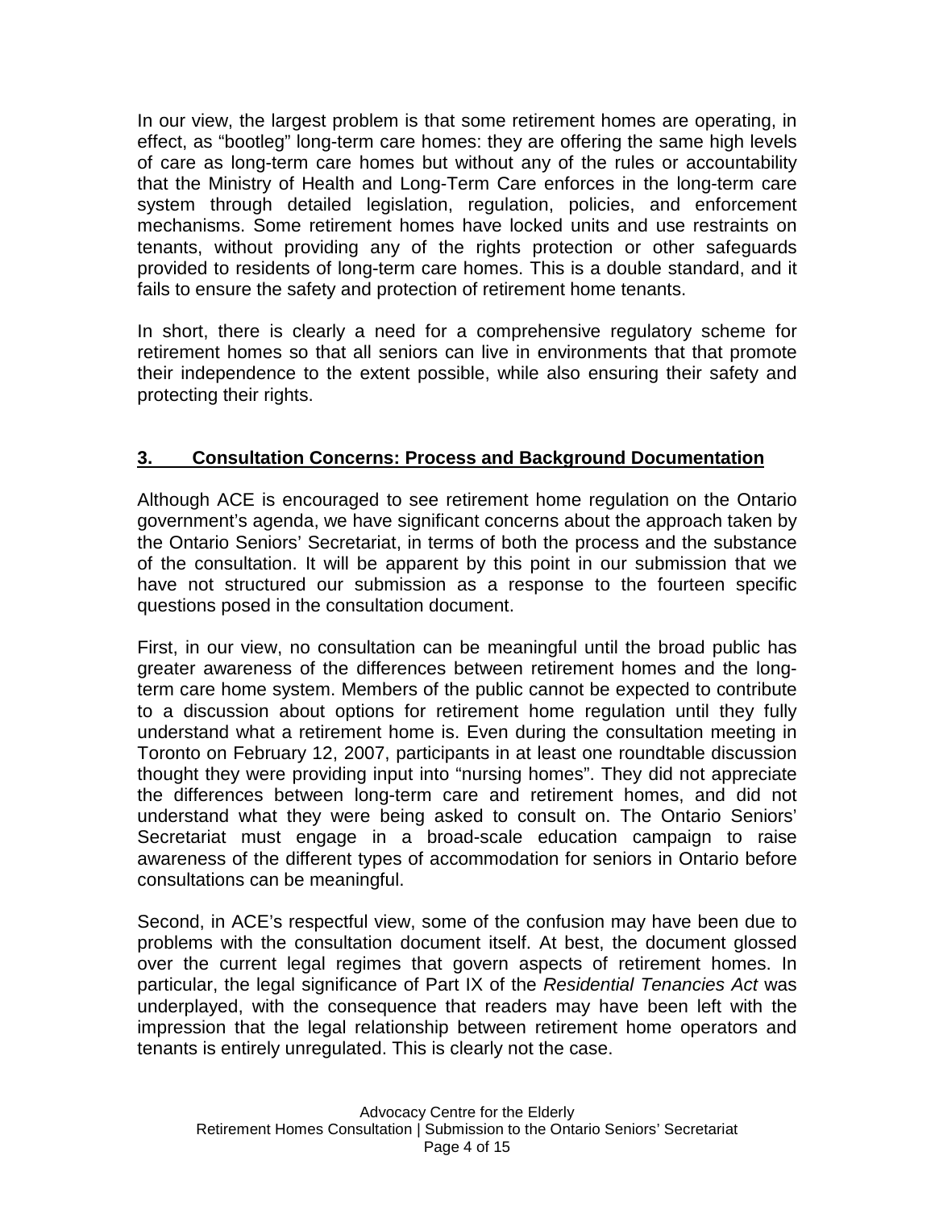In our view, the largest problem is that some retirement homes are operating, in effect, as "bootleg" long-term care homes: they are offering the same high levels of care as long-term care homes but without any of the rules or accountability that the Ministry of Health and Long-Term Care enforces in the long-term care system through detailed legislation, regulation, policies, and enforcement mechanisms. Some retirement homes have locked units and use restraints on tenants, without providing any of the rights protection or other safeguards provided to residents of long-term care homes. This is a double standard, and it fails to ensure the safety and protection of retirement home tenants.

In short, there is clearly a need for a comprehensive regulatory scheme for retirement homes so that all seniors can live in environments that that promote their independence to the extent possible, while also ensuring their safety and protecting their rights.

## 3. Consultation Concerns: Process and Background Documentation

Although ACE is encouraged to see retirement home regulation on the Ontario government's agenda, we have significant concerns about the approach taken by the Ontario Seniors' Secretariat, in terms of both the process and the substance of the consultation. It will be apparent by this point in our submission that we have not structured our submission as a response to the fourteen specific questions posed in the consultation document.

First, in our view, no consultation can be meaningful until the broad public has greater awareness of the differences between retirement homes and the long-term care home system. Members of the public cannot be expected to contribute to a discussion about options for retirement home regulation until they fully understand what a retirement home is. Even during the consultation meeting in Toronto on February 12, 2007, participants in at least one roundtable discussion thought they were providing input into "nursing homes". They did not appreciate the differences between long-term care and retirement homes, and did not understand what they were being asked to consult on. The Ontario Seniors' Secretariat must engage in a broad-scale education campaign to raise awareness of the different types of accommodation for seniors in Ontario before consultations can be meaningful.

Second, in ACE's respectful view, some of the confusion may have been due to problems with the consultation document itself. At best, the document glossed over the current legal regimes that govern aspects of retirement homes. In particular, the legal significance of Part IX of the *Residential Tenancies Act* was underplayed, with the consequence that readers may have been left with the impression that the legal relationship between retirement home operators and tenants is entirely unregulated. This is clearly not the case.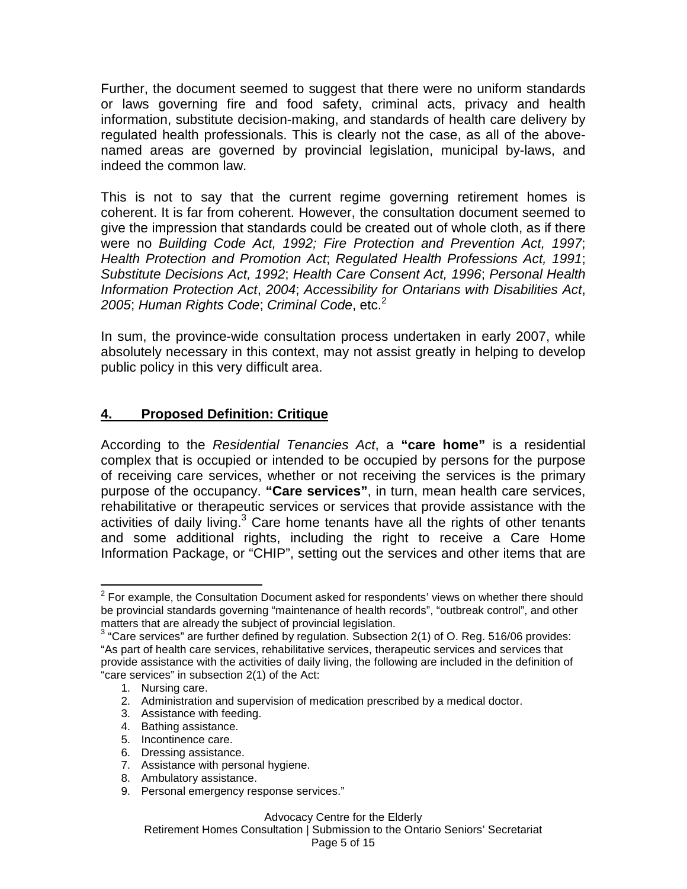Further, the document seemed to suggest that there were no uniform standards or laws governing fire and food safety, criminal acts, privacy and health information, substitute decision-making, and standards of health care delivery by regulated health professionals. This is clearly not the case, as all of the above-named areas are governed by provincial legislation, municipal by-laws, and indeed the common law.

This is not to say that the current regime governing retirement homes is coherent. It is far from coherent. However, the consultation document seemed to give the impression that standards could be created out of whole cloth, as if there were no *Building Code Act, 1992; Fire Protection and Prevention Act, 1997*; *Health Protection and Promotion Act*; *Regulated Health Professions Act, 1991*; *Substitute Decisions Act, 1992*; *Health Care Consent Act, 1996*; *Personal Health Information Protection Act*, *2004*; *Accessibility for Ontarians with Disabilities Act*, *2005*; *Human Rights Code*; *Criminal Code*, etc.[2]

In sum, the province-wide consultation process undertaken in early 2007, while absolutely necessary in this context, may not assist greatly in helping to develop public policy in this very difficult area.

## 4. Proposed Definition: Critique

According to the *Residential Tenancies Act*, a **"care home"** is a residential complex that is occupied or intended to be occupied by persons for the purpose of receiving care services, whether or not receiving the services is the primary purpose of the occupancy. **"Care services"**, in turn, mean health care services, rehabilitative or therapeutic services or services that provide assistance with the activities of daily living.[3] Care home tenants have all the rights of other tenants and some additional rights, including the right to receive a Care Home Information Package, or "CHIP", setting out the services and other items that are

---

[2] For example, the Consultation Document asked for respondents' views on whether there should be provincial standards governing "maintenance of health records", "outbreak control", and other matters that are already the subject of provincial legislation.

[3] "Care services" are further defined by regulation. Subsection 2(1) of O. Reg. 516/06 provides: "As part of health care services, rehabilitative services, therapeutic services and services that provide assistance with the activities of daily living, the following are included in the definition of "care services" in subsection 2(1) of the Act:

1. Nursing care.
2. Administration and supervision of medication prescribed by a medical doctor.
3. Assistance with feeding.
4. Bathing assistance.
5. Incontinence care.
6. Dressing assistance.
7. Assistance with personal hygiene.
8. Ambulatory assistance.
9. Personal emergency response services."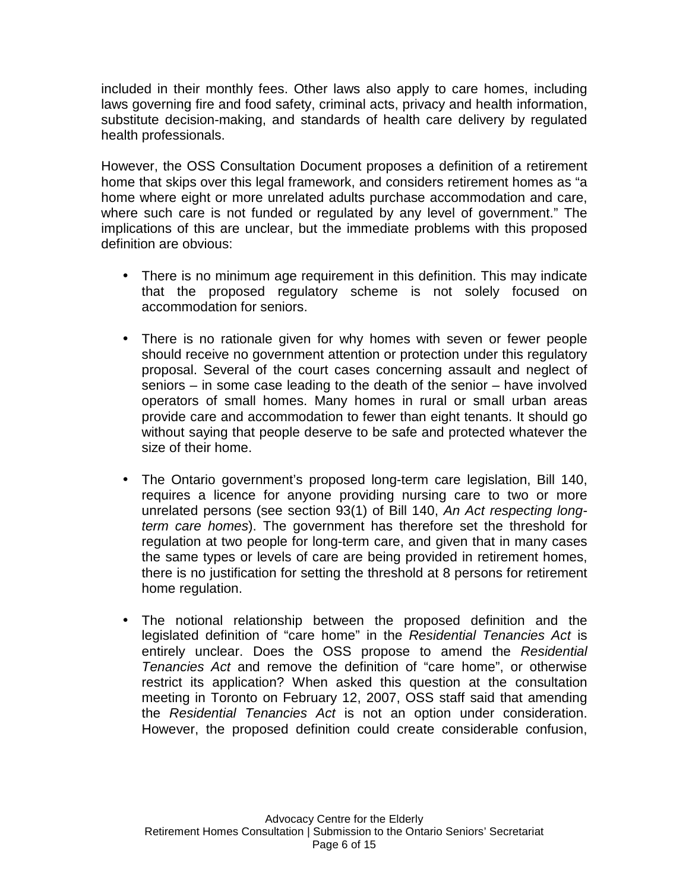included in their monthly fees. Other laws also apply to care homes, including laws governing fire and food safety, criminal acts, privacy and health information, substitute decision-making, and standards of health care delivery by regulated health professionals.

However, the OSS Consultation Document proposes a definition of a retirement home that skips over this legal framework, and considers retirement homes as "a home where eight or more unrelated adults purchase accommodation and care, where such care is not funded or regulated by any level of government." The implications of this are unclear, but the immediate problems with this proposed definition are obvious:

- There is no minimum age requirement in this definition. This may indicate that the proposed regulatory scheme is not solely focused on accommodation for seniors.

- There is no rationale given for why homes with seven or fewer people should receive no government attention or protection under this regulatory proposal. Several of the court cases concerning assault and neglect of seniors – in some case leading to the death of the senior – have involved operators of small homes. Many homes in rural or small urban areas provide care and accommodation to fewer than eight tenants. It should go without saying that people deserve to be safe and protected whatever the size of their home.

- The Ontario government's proposed long-term care legislation, Bill 140, requires a licence for anyone providing nursing care to two or more unrelated persons (see section 93(1) of Bill 140, *An Act respecting long-term care homes*). The government has therefore set the threshold for regulation at two people for long-term care, and given that in many cases the same types or levels of care are being provided in retirement homes, there is no justification for setting the threshold at 8 persons for retirement home regulation.

- The notional relationship between the proposed definition and the legislated definition of "care home" in the *Residential Tenancies Act* is entirely unclear. Does the OSS propose to amend the *Residential Tenancies Act* and remove the definition of "care home", or otherwise restrict its application? When asked this question at the consultation meeting in Toronto on February 12, 2007, OSS staff said that amending the *Residential Tenancies Act* is not an option under consideration. However, the proposed definition could create considerable confusion,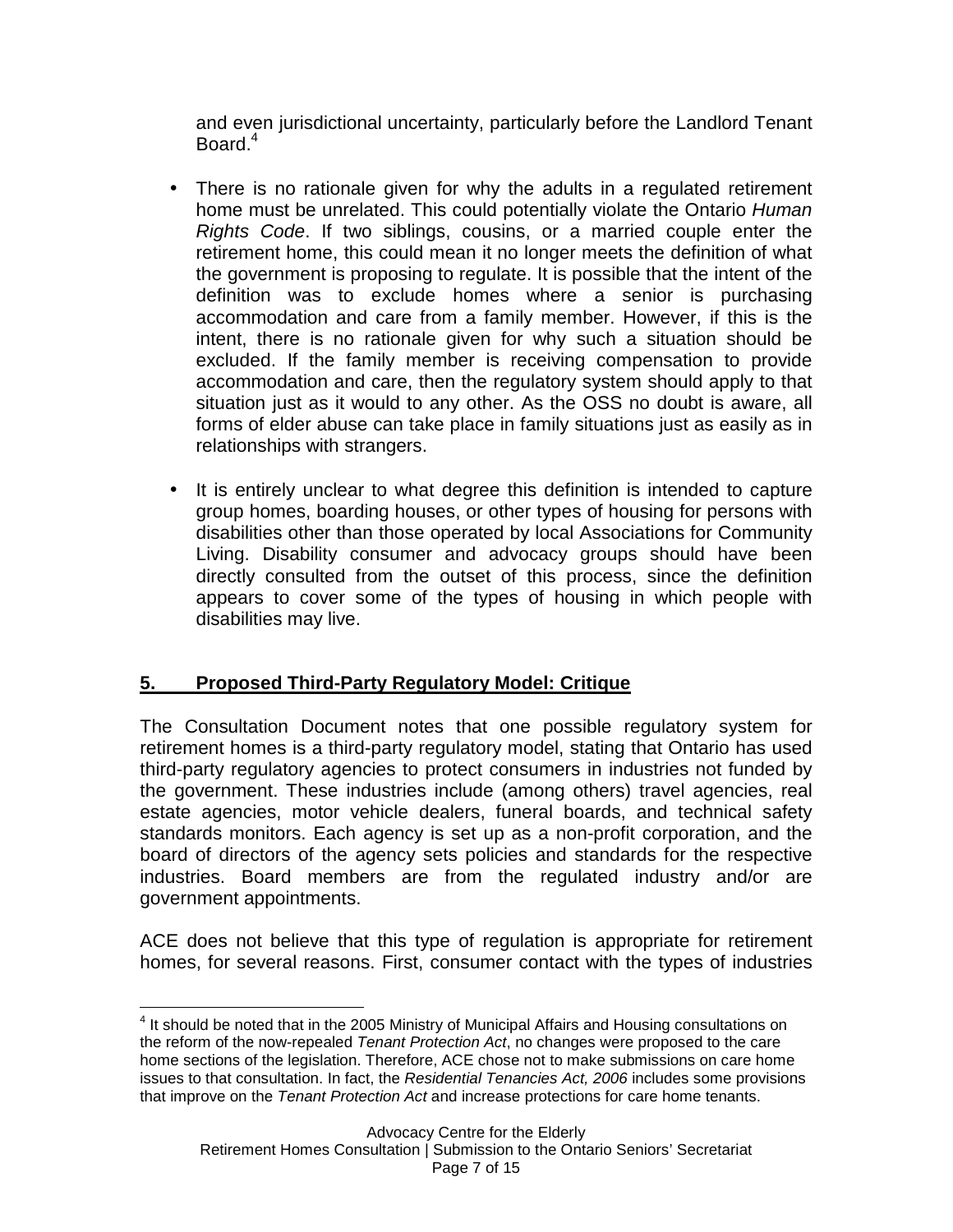and even jurisdictional uncertainty, particularly before the Landlord Tenant Board.[4]

- There is no rationale given for why the adults in a regulated retirement home must be unrelated. This could potentially violate the Ontario *Human Rights Code*. If two siblings, cousins, or a married couple enter the retirement home, this could mean it no longer meets the definition of what the government is proposing to regulate. It is possible that the intent of the definition was to exclude homes where a senior is purchasing accommodation and care from a family member. However, if this is the intent, there is no rationale given for why such a situation should be excluded. If the family member is receiving compensation to provide accommodation and care, then the regulatory system should apply to that situation just as it would to any other. As the OSS no doubt is aware, all forms of elder abuse can take place in family situations just as easily as in relationships with strangers.

- It is entirely unclear to what degree this definition is intended to capture group homes, boarding houses, or other types of housing for persons with disabilities other than those operated by local Associations for Community Living. Disability consumer and advocacy groups should have been directly consulted from the outset of this process, since the definition appears to cover some of the types of housing in which people with disabilities may live.

## 5. Proposed Third-Party Regulatory Model: Critique

The Consultation Document notes that one possible regulatory system for retirement homes is a third-party regulatory model, stating that Ontario has used third-party regulatory agencies to protect consumers in industries not funded by the government. These industries include (among others) travel agencies, real estate agencies, motor vehicle dealers, funeral boards, and technical safety standards monitors. Each agency is set up as a non-profit corporation, and the board of directors of the agency sets policies and standards for the respective industries. Board members are from the regulated industry and/or are government appointments.

ACE does not believe that this type of regulation is appropriate for retirement homes, for several reasons. First, consumer contact with the types of industries

[4] It should be noted that in the 2005 Ministry of Municipal Affairs and Housing consultations on the reform of the now-repealed *Tenant Protection Act*, no changes were proposed to the care home sections of the legislation. Therefore, ACE chose not to make submissions on care home issues to that consultation. In fact, the *Residential Tenancies Act, 2006* includes some provisions that improve on the *Tenant Protection Act* and increase protections for care home tenants.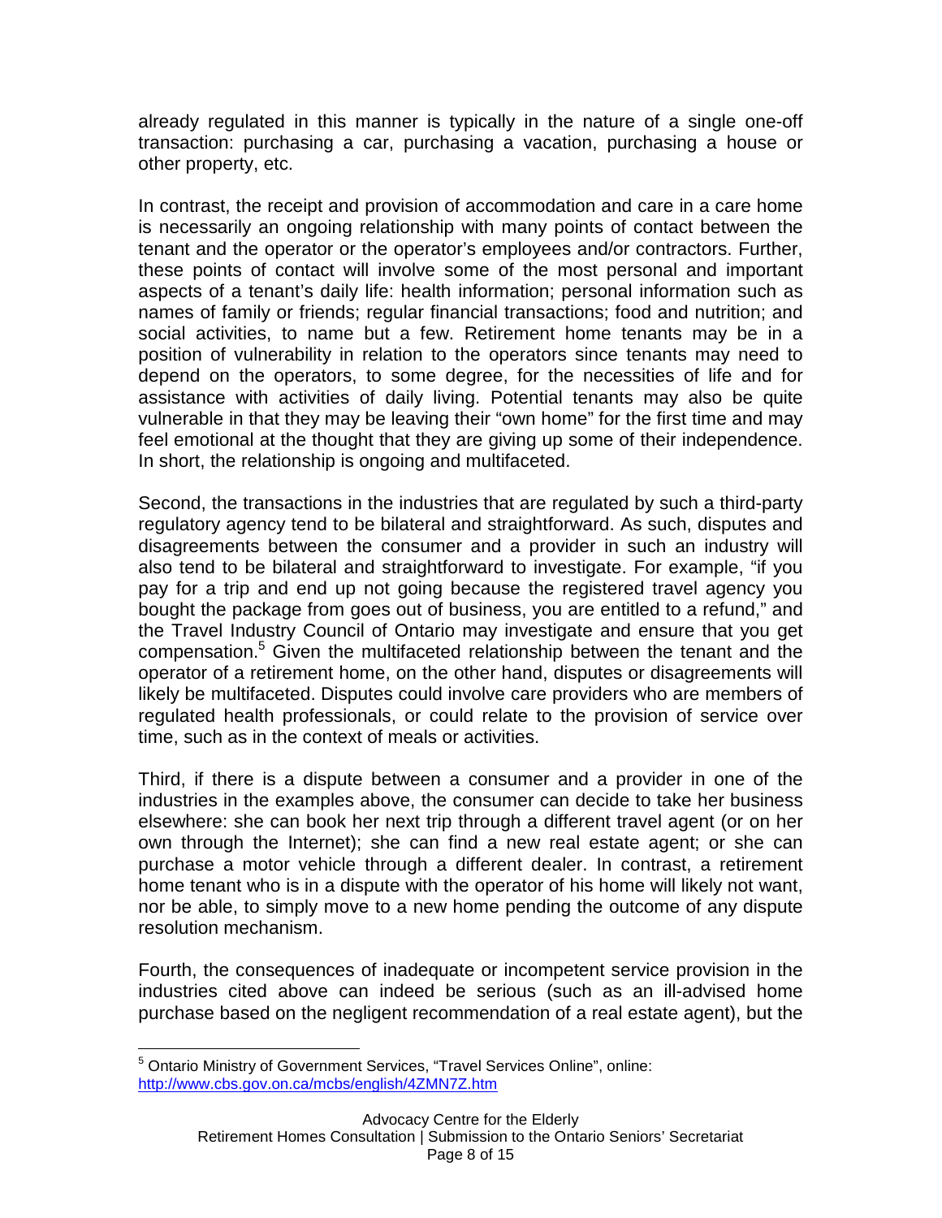already regulated in this manner is typically in the nature of a single one-off transaction: purchasing a car, purchasing a vacation, purchasing a house or other property, etc.

In contrast, the receipt and provision of accommodation and care in a care home is necessarily an ongoing relationship with many points of contact between the tenant and the operator or the operator's employees and/or contractors. Further, these points of contact will involve some of the most personal and important aspects of a tenant's daily life: health information; personal information such as names of family or friends; regular financial transactions; food and nutrition; and social activities, to name but a few. Retirement home tenants may be in a position of vulnerability in relation to the operators since tenants may need to depend on the operators, to some degree, for the necessities of life and for assistance with activities of daily living. Potential tenants may also be quite vulnerable in that they may be leaving their "own home" for the first time and may feel emotional at the thought that they are giving up some of their independence. In short, the relationship is ongoing and multifaceted.

Second, the transactions in the industries that are regulated by such a third-party regulatory agency tend to be bilateral and straightforward. As such, disputes and disagreements between the consumer and a provider in such an industry will also tend to be bilateral and straightforward to investigate. For example, "if you pay for a trip and end up not going because the registered travel agency you bought the package from goes out of business, you are entitled to a refund," and the Travel Industry Council of Ontario may investigate and ensure that you get compensation.[5] Given the multifaceted relationship between the tenant and the operator of a retirement home, on the other hand, disputes or disagreements will likely be multifaceted. Disputes could involve care providers who are members of regulated health professionals, or could relate to the provision of service over time, such as in the context of meals or activities.

Third, if there is a dispute between a consumer and a provider in one of the industries in the examples above, the consumer can decide to take her business elsewhere: she can book her next trip through a different travel agent (or on her own through the Internet); she can find a new real estate agent; or she can purchase a motor vehicle through a different dealer. In contrast, a retirement home tenant who is in a dispute with the operator of his home will likely not want, nor be able, to simply move to a new home pending the outcome of any dispute resolution mechanism.

Fourth, the consequences of inadequate or incompetent service provision in the industries cited above can indeed be serious (such as an ill-advised home purchase based on the negligent recommendation of a real estate agent), but the

[5] Ontario Ministry of Government Services, "Travel Services Online", online: http://www.cbs.gov.on.ca/mcbs/english/4ZMN7Z.htm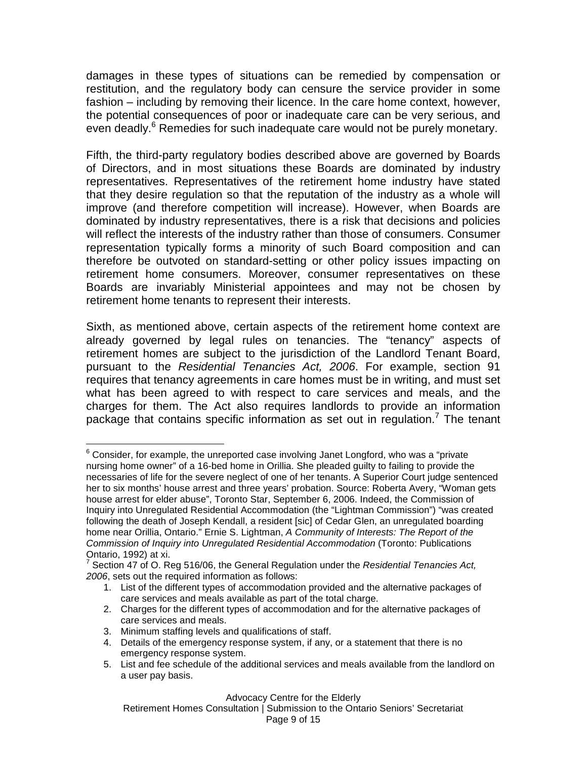damages in these types of situations can be remedied by compensation or restitution, and the regulatory body can censure the service provider in some fashion – including by removing their licence. In the care home context, however, the potential consequences of poor or inadequate care can be very serious, and even deadly.[6] Remedies for such inadequate care would not be purely monetary.

Fifth, the third-party regulatory bodies described above are governed by Boards of Directors, and in most situations these Boards are dominated by industry representatives. Representatives of the retirement home industry have stated that they desire regulation so that the reputation of the industry as a whole will improve (and therefore competition will increase). However, when Boards are dominated by industry representatives, there is a risk that decisions and policies will reflect the interests of the industry rather than those of consumers. Consumer representation typically forms a minority of such Board composition and can therefore be outvoted on standard-setting or other policy issues impacting on retirement home consumers. Moreover, consumer representatives on these Boards are invariably Ministerial appointees and may not be chosen by retirement home tenants to represent their interests.

Sixth, as mentioned above, certain aspects of the retirement home context are already governed by legal rules on tenancies. The "tenancy" aspects of retirement homes are subject to the jurisdiction of the Landlord Tenant Board, pursuant to the *Residential Tenancies Act, 2006*. For example, section 91 requires that tenancy agreements in care homes must be in writing, and must set what has been agreed to with respect to care services and meals, and the charges for them. The Act also requires landlords to provide an information package that contains specific information as set out in regulation.[7] The tenant

---

[6] Consider, for example, the unreported case involving Janet Longford, who was a "private nursing home owner" of a 16-bed home in Orillia. She pleaded guilty to failing to provide the necessaries of life for the severe neglect of one of her tenants. A Superior Court judge sentenced her to six months' house arrest and three years' probation. Source: Roberta Avery, "Woman gets house arrest for elder abuse", Toronto Star, September 6, 2006. Indeed, the Commission of Inquiry into Unregulated Residential Accommodation (the "Lightman Commission") "was created following the death of Joseph Kendall, a resident [sic] of Cedar Glen, an unregulated boarding home near Orillia, Ontario." Ernie S. Lightman, *A Community of Interests: The Report of the Commission of Inquiry into Unregulated Residential Accommodation* (Toronto: Publications Ontario, 1992) at xi.

[7] Section 47 of O. Reg 516/06, the General Regulation under the *Residential Tenancies Act, 2006*, sets out the required information as follows:

1. List of the different types of accommodation provided and the alternative packages of care services and meals available as part of the total charge.
2. Charges for the different types of accommodation and for the alternative packages of care services and meals.
3. Minimum staffing levels and qualifications of staff.
4. Details of the emergency response system, if any, or a statement that there is no emergency response system.
5. List and fee schedule of the additional services and meals available from the landlord on a user pay basis.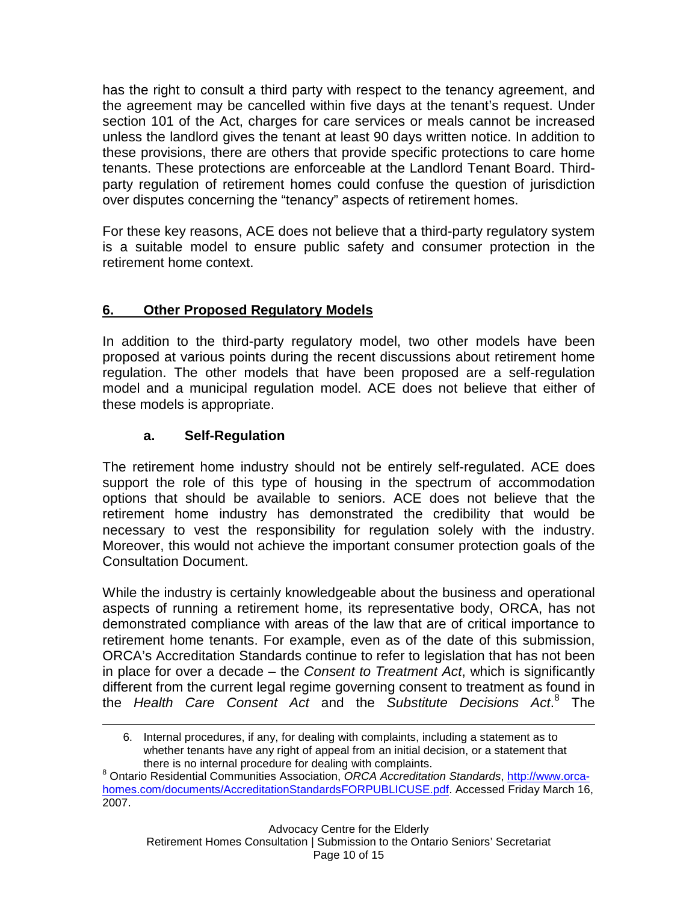has the right to consult a third party with respect to the tenancy agreement, and the agreement may be cancelled within five days at the tenant's request. Under section 101 of the Act, charges for care services or meals cannot be increased unless the landlord gives the tenant at least 90 days written notice. In addition to these provisions, there are others that provide specific protections to care home tenants. These protections are enforceable at the Landlord Tenant Board. Third-party regulation of retirement homes could confuse the question of jurisdiction over disputes concerning the "tenancy" aspects of retirement homes.

For these key reasons, ACE does not believe that a third-party regulatory system is a suitable model to ensure public safety and consumer protection in the retirement home context.

## 6. Other Proposed Regulatory Models

In addition to the third-party regulatory model, two other models have been proposed at various points during the recent discussions about retirement home regulation. The other models that have been proposed are a self-regulation model and a municipal regulation model. ACE does not believe that either of these models is appropriate.

### a. Self-Regulation

The retirement home industry should not be entirely self-regulated. ACE does support the role of this type of housing in the spectrum of accommodation options that should be available to seniors. ACE does not believe that the retirement home industry has demonstrated the credibility that would be necessary to vest the responsibility for regulation solely with the industry. Moreover, this would not achieve the important consumer protection goals of the Consultation Document.

While the industry is certainly knowledgeable about the business and operational aspects of running a retirement home, its representative body, ORCA, has not demonstrated compliance with areas of the law that are of critical importance to retirement home tenants. For example, even as of the date of this submission, ORCA's Accreditation Standards continue to refer to legislation that has not been in place for over a decade – the *Consent to Treatment Act*, which is significantly different from the current legal regime governing consent to treatment as found in the *Health Care Consent Act* and the *Substitute Decisions Act*.[8] The

---

6. Internal procedures, if any, for dealing with complaints, including a statement as to whether tenants have any right of appeal from an initial decision, or a statement that there is no internal procedure for dealing with complaints.

[8] Ontario Residential Communities Association, *ORCA Accreditation Standards*, http://www.orca-homes.com/documents/AccreditationStandardsFORPUBLICUSE.pdf. Accessed Friday March 16, 2007.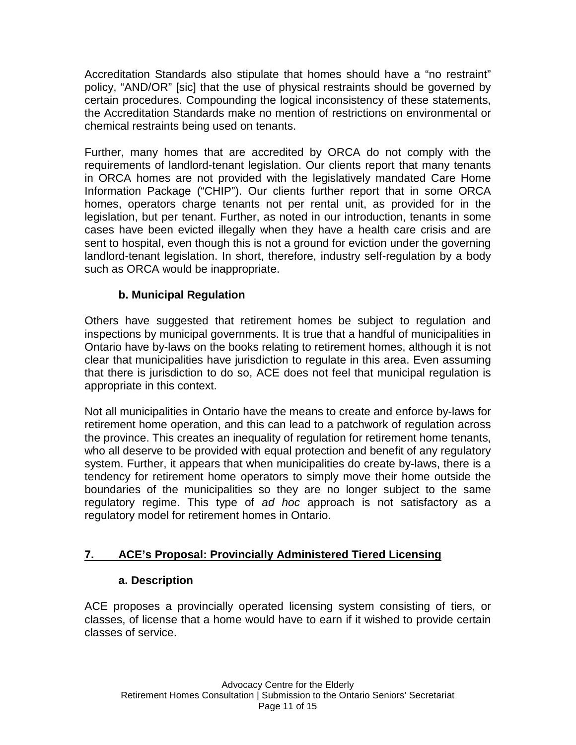Accreditation Standards also stipulate that homes should have a "no restraint" policy, "AND/OR" [sic] that the use of physical restraints should be governed by certain procedures. Compounding the logical inconsistency of these statements, the Accreditation Standards make no mention of restrictions on environmental or chemical restraints being used on tenants.

Further, many homes that are accredited by ORCA do not comply with the requirements of landlord-tenant legislation. Our clients report that many tenants in ORCA homes are not provided with the legislatively mandated Care Home Information Package ("CHIP"). Our clients further report that in some ORCA homes, operators charge tenants not per rental unit, as provided for in the legislation, but per tenant. Further, as noted in our introduction, tenants in some cases have been evicted illegally when they have a health care crisis and are sent to hospital, even though this is not a ground for eviction under the governing landlord-tenant legislation. In short, therefore, industry self-regulation by a body such as ORCA would be inappropriate.

### b. Municipal Regulation

Others have suggested that retirement homes be subject to regulation and inspections by municipal governments. It is true that a handful of municipalities in Ontario have by-laws on the books relating to retirement homes, although it is not clear that municipalities have jurisdiction to regulate in this area. Even assuming that there is jurisdiction to do so, ACE does not feel that municipal regulation is appropriate in this context.

Not all municipalities in Ontario have the means to create and enforce by-laws for retirement home operation, and this can lead to a patchwork of regulation across the province. This creates an inequality of regulation for retirement home tenants, who all deserve to be provided with equal protection and benefit of any regulatory system. Further, it appears that when municipalities do create by-laws, there is a tendency for retirement home operators to simply move their home outside the boundaries of the municipalities so they are no longer subject to the same regulatory regime. This type of *ad hoc* approach is not satisfactory as a regulatory model for retirement homes in Ontario.

## 7. ACE's Proposal: Provincially Administered Tiered Licensing

### a. Description

ACE proposes a provincially operated licensing system consisting of tiers, or classes, of license that a home would have to earn if it wished to provide certain classes of service.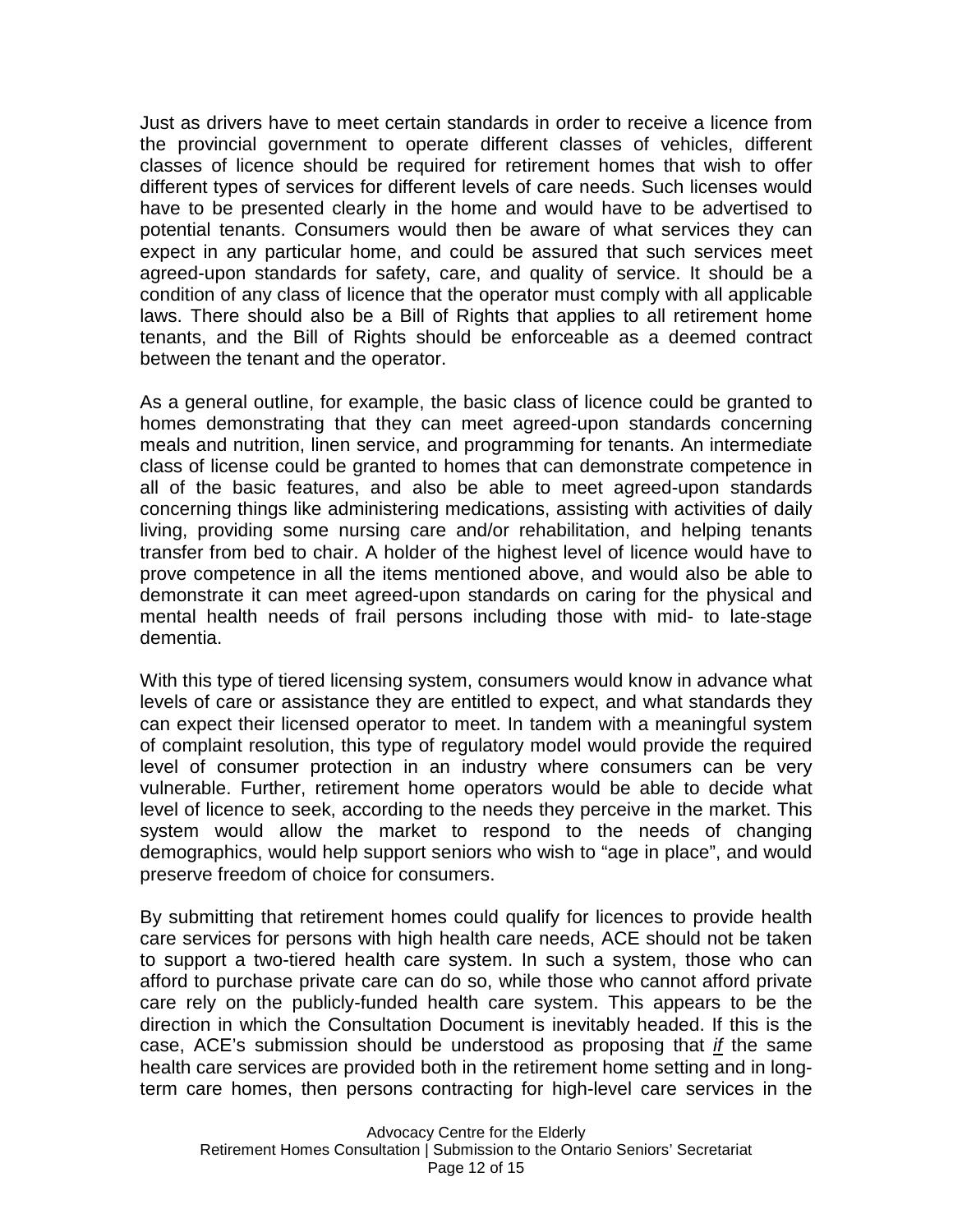Just as drivers have to meet certain standards in order to receive a licence from the provincial government to operate different classes of vehicles, different classes of licence should be required for retirement homes that wish to offer different types of services for different levels of care needs. Such licenses would have to be presented clearly in the home and would have to be advertised to potential tenants. Consumers would then be aware of what services they can expect in any particular home, and could be assured that such services meet agreed-upon standards for safety, care, and quality of service. It should be a condition of any class of licence that the operator must comply with all applicable laws. There should also be a Bill of Rights that applies to all retirement home tenants, and the Bill of Rights should be enforceable as a deemed contract between the tenant and the operator.

As a general outline, for example, the basic class of licence could be granted to homes demonstrating that they can meet agreed-upon standards concerning meals and nutrition, linen service, and programming for tenants. An intermediate class of license could be granted to homes that can demonstrate competence in all of the basic features, and also be able to meet agreed-upon standards concerning things like administering medications, assisting with activities of daily living, providing some nursing care and/or rehabilitation, and helping tenants transfer from bed to chair. A holder of the highest level of licence would have to prove competence in all the items mentioned above, and would also be able to demonstrate it can meet agreed-upon standards on caring for the physical and mental health needs of frail persons including those with mid- to late-stage dementia.

With this type of tiered licensing system, consumers would know in advance what levels of care or assistance they are entitled to expect, and what standards they can expect their licensed operator to meet. In tandem with a meaningful system of complaint resolution, this type of regulatory model would provide the required level of consumer protection in an industry where consumers can be very vulnerable. Further, retirement home operators would be able to decide what level of licence to seek, according to the needs they perceive in the market. This system would allow the market to respond to the needs of changing demographics, would help support seniors who wish to "age in place", and would preserve freedom of choice for consumers.

By submitting that retirement homes could qualify for licences to provide health care services for persons with high health care needs, ACE should not be taken to support a two-tiered health care system. In such a system, those who can afford to purchase private care can do so, while those who cannot afford private care rely on the publicly-funded health care system. This appears to be the direction in which the Consultation Document is inevitably headed. If this is the case, ACE's submission should be understood as proposing that ***if*** the same health care services are provided both in the retirement home setting and in long-term care homes, then persons contracting for high-level care services in the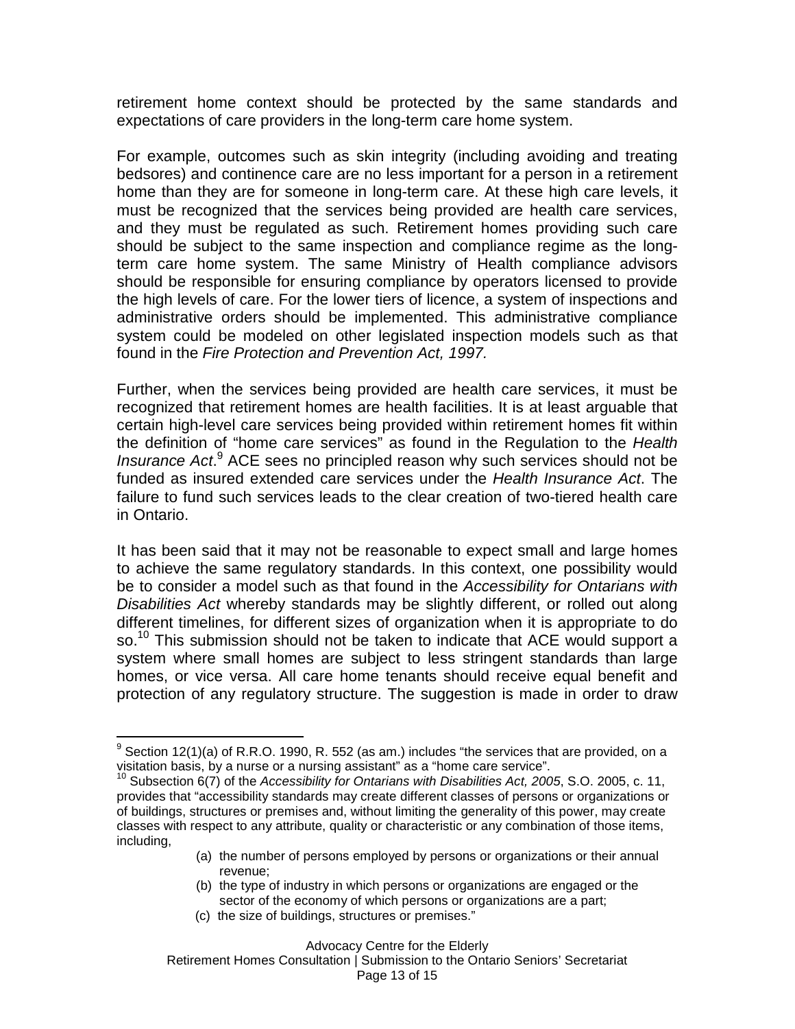retirement home context should be protected by the same standards and expectations of care providers in the long-term care home system.

For example, outcomes such as skin integrity (including avoiding and treating bedsores) and continence care are no less important for a person in a retirement home than they are for someone in long-term care. At these high care levels, it must be recognized that the services being provided are health care services, and they must be regulated as such. Retirement homes providing such care should be subject to the same inspection and compliance regime as the long-term care home system. The same Ministry of Health compliance advisors should be responsible for ensuring compliance by operators licensed to provide the high levels of care. For the lower tiers of licence, a system of inspections and administrative orders should be implemented. This administrative compliance system could be modeled on other legislated inspection models such as that found in the *Fire Protection and Prevention Act, 1997*.

Further, when the services being provided are health care services, it must be recognized that retirement homes are health facilities. It is at least arguable that certain high-level care services being provided within retirement homes fit within the definition of "home care services" as found in the Regulation to the *Health Insurance Act*.[9] ACE sees no principled reason why such services should not be funded as insured extended care services under the *Health Insurance Act*. The failure to fund such services leads to the clear creation of two-tiered health care in Ontario.

It has been said that it may not be reasonable to expect small and large homes to achieve the same regulatory standards. In this context, one possibility would be to consider a model such as that found in the *Accessibility for Ontarians with Disabilities Act* whereby standards may be slightly different, or rolled out along different timelines, for different sizes of organization when it is appropriate to do so.[10] This submission should not be taken to indicate that ACE would support a system where small homes are subject to less stringent standards than large homes, or vice versa. All care home tenants should receive equal benefit and protection of any regulatory structure. The suggestion is made in order to draw

---

[9] Section 12(1)(a) of R.R.O. 1990, R. 552 (as am.) includes "the services that are provided, on a visitation basis, by a nurse or a nursing assistant" as a "home care service".

[10] Subsection 6(7) of the *Accessibility for Ontarians with Disabilities Act, 2005*, S.O. 2005, c. 11, provides that "accessibility standards may create different classes of persons or organizations or of buildings, structures or premises and, without limiting the generality of this power, may create classes with respect to any attribute, quality or characteristic or any combination of those items, including,

> (a) the number of persons employed by persons or organizations or their annual revenue;
> (b) the type of industry in which persons or organizations are engaged or the sector of the economy of which persons or organizations are a part;
> (c) the size of buildings, structures or premises."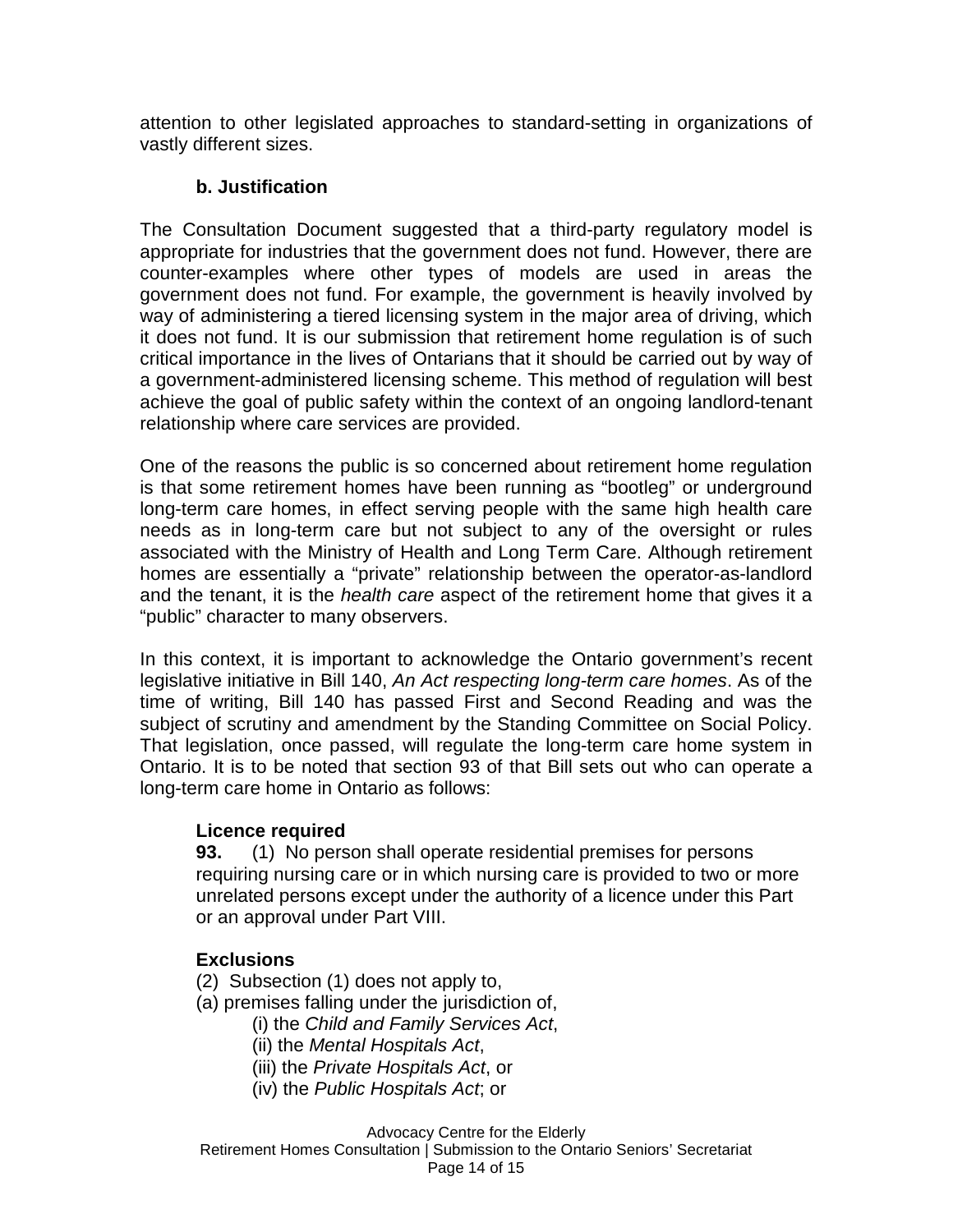attention to other legislated approaches to standard-setting in organizations of vastly different sizes.

### b. Justification

The Consultation Document suggested that a third-party regulatory model is appropriate for industries that the government does not fund. However, there are counter-examples where other types of models are used in areas the government does not fund. For example, the government is heavily involved by way of administering a tiered licensing system in the major area of driving, which it does not fund. It is our submission that retirement home regulation is of such critical importance in the lives of Ontarians that it should be carried out by way of a government-administered licensing scheme. This method of regulation will best achieve the goal of public safety within the context of an ongoing landlord-tenant relationship where care services are provided.

One of the reasons the public is so concerned about retirement home regulation is that some retirement homes have been running as "bootleg" or underground long-term care homes, in effect serving people with the same high health care needs as in long-term care but not subject to any of the oversight or rules associated with the Ministry of Health and Long Term Care. Although retirement homes are essentially a "private" relationship between the operator-as-landlord and the tenant, it is the *health care* aspect of the retirement home that gives it a "public" character to many observers.

In this context, it is important to acknowledge the Ontario government's recent legislative initiative in Bill 140, *An Act respecting long-term care homes*. As of the time of writing, Bill 140 has passed First and Second Reading and was the subject of scrutiny and amendment by the Standing Committee on Social Policy. That legislation, once passed, will regulate the long-term care home system in Ontario. It is to be noted that section 93 of that Bill sets out who can operate a long-term care home in Ontario as follows:

> **Licence required**
> **93.** (1) No person shall operate residential premises for persons requiring nursing care or in which nursing care is provided to two or more unrelated persons except under the authority of a licence under this Part or an approval under Part VIII.
>
> **Exclusions**
> (2) Subsection (1) does not apply to,
> (a) premises falling under the jurisdiction of,
> (i) the *Child and Family Services Act*,
> (ii) the *Mental Hospitals Act*,
> (iii) the *Private Hospitals Act*, or
> (iv) the *Public Hospitals Act*; or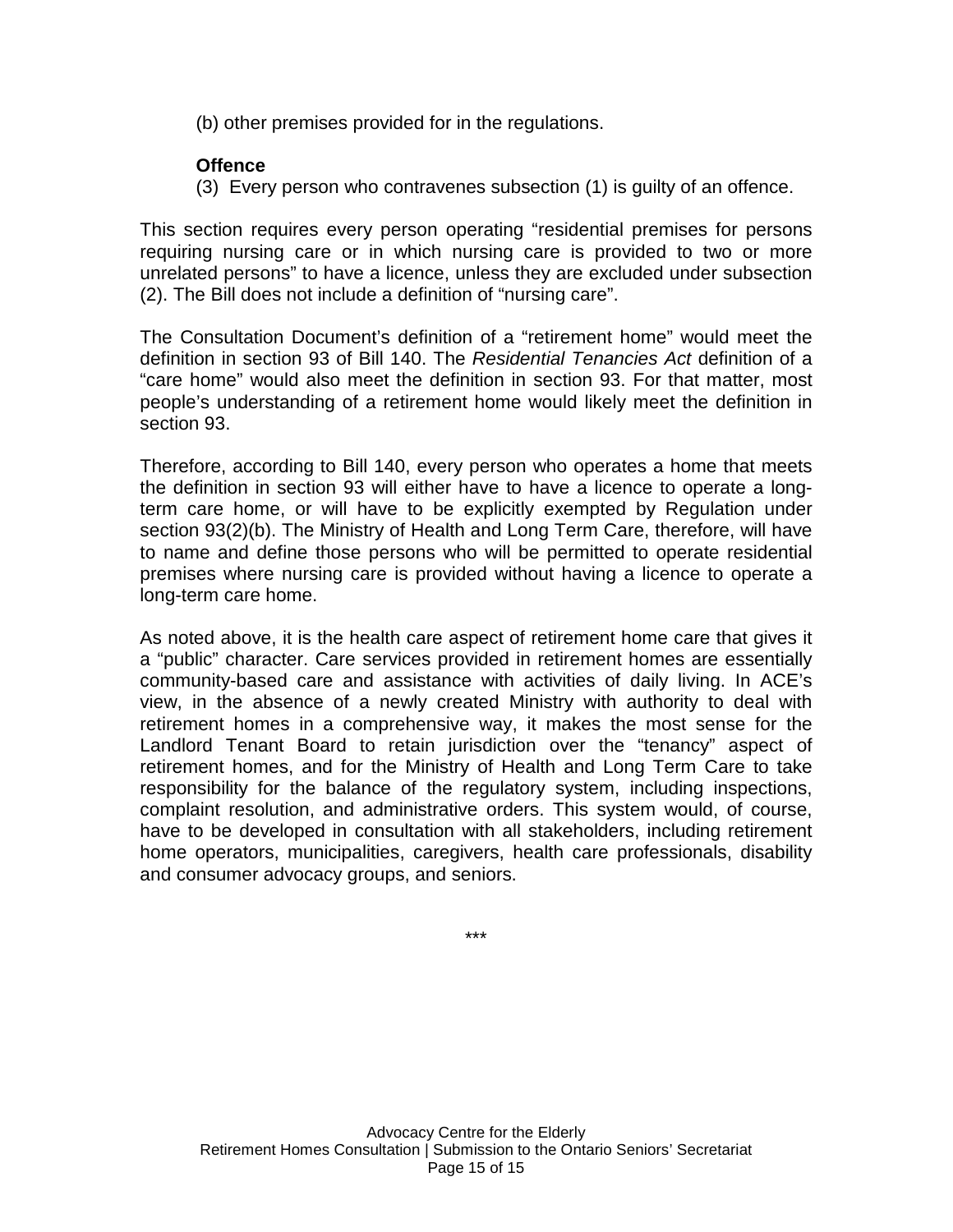(b) other premises provided for in the regulations.

**Offence**

(3) Every person who contravenes subsection (1) is guilty of an offence.

This section requires every person operating "residential premises for persons requiring nursing care or in which nursing care is provided to two or more unrelated persons" to have a licence, unless they are excluded under subsection (2). The Bill does not include a definition of "nursing care".

The Consultation Document's definition of a "retirement home" would meet the definition in section 93 of Bill 140. The *Residential Tenancies Act* definition of a "care home" would also meet the definition in section 93. For that matter, most people's understanding of a retirement home would likely meet the definition in section 93.

Therefore, according to Bill 140, every person who operates a home that meets the definition in section 93 will either have to have a licence to operate a long-term care home, or will have to be explicitly exempted by Regulation under section 93(2)(b). The Ministry of Health and Long Term Care, therefore, will have to name and define those persons who will be permitted to operate residential premises where nursing care is provided without having a licence to operate a long-term care home.

As noted above, it is the health care aspect of retirement home care that gives it a "public" character. Care services provided in retirement homes are essentially community-based care and assistance with activities of daily living. In ACE's view, in the absence of a newly created Ministry with authority to deal with retirement homes in a comprehensive way, it makes the most sense for the Landlord Tenant Board to retain jurisdiction over the "tenancy" aspect of retirement homes, and for the Ministry of Health and Long Term Care to take responsibility for the balance of the regulatory system, including inspections, complaint resolution, and administrative orders. This system would, of course, have to be developed in consultation with all stakeholders, including retirement home operators, municipalities, caregivers, health care professionals, disability and consumer advocacy groups, and seniors.

\*\*\*